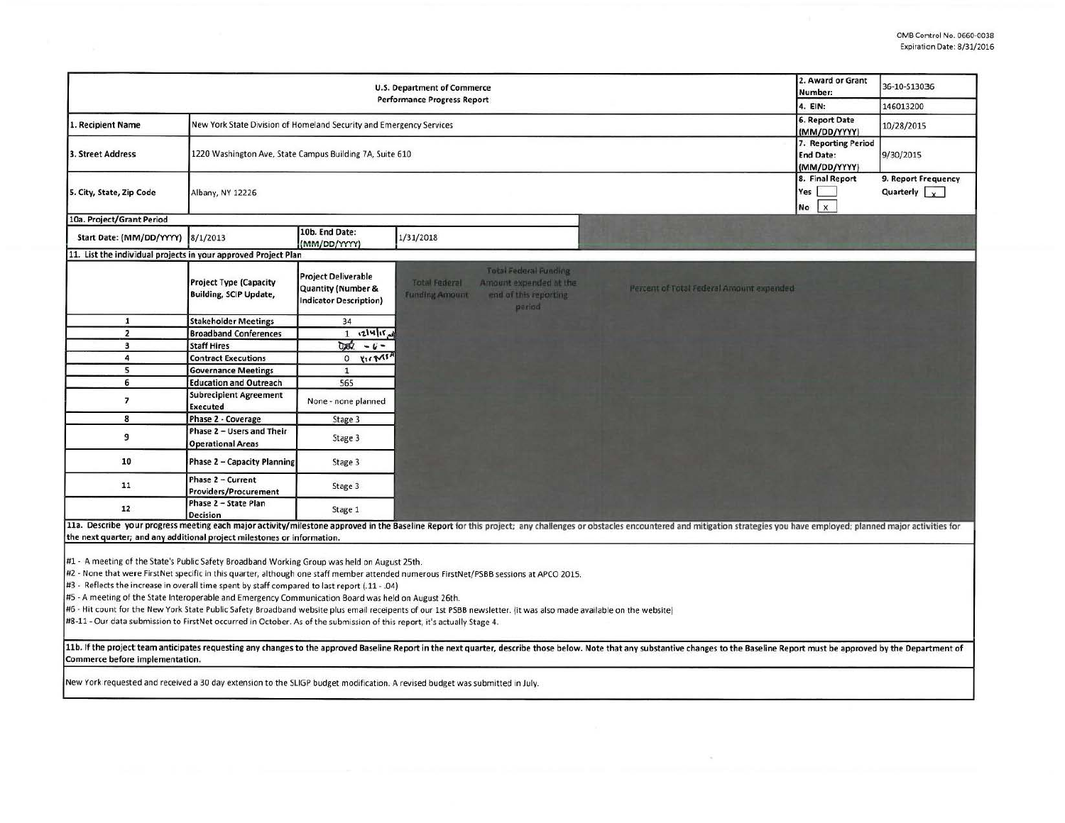OMB Control No. 0660-0038
Expiration Date: 8/31/2016

| U.S. Department of Commerce Performance Progress Report | | 2. Award or Grant Number: | 36-10-S13036 |
|---|---|---|---|
| | | 4. EIN: | 146013200 |
| 1. Recipient Name | New York State Division of Homeland Security and Emergency Services | 6. Report Date (MM/DD/YYYY) | 10/28/2015 |
| 3. Street Address | 1220 Washington Ave, State Campus Building 7A, Suite 610 | 7. Reporting Period End Date: (MM/DD/YYYY) | 9/30/2015 |
| 5. City, State, Zip Code | Albany, NY 12226 | 8. Final Report Yes [ ] No [x] | 9. Report Frequency Quarterly [x] |

| 10a. Project/Grant Period | | | |
|---|---|---|---|
| Start Date: (MM/DD/YYYY) | 8/1/2013 | 10b. End Date: (MM/DD/YYYY) | 1/31/2018 |

**11. List the individual projects in your approved Project Plan**

| | Project Type (Capacity Building, SCIP Update, | Project Deliverable Quantity (Number & Indicator Description) | Total Federal Funding Amount | Total Federal Funding Amount expended at the end of this reporting period | Percent of Total Federal Amount expended |
|---|---|---|---|---|---|
| 1 | Stakeholder Meetings | 34 | | | |
| 2 | Broadband Conferences | 1 12/14/15 | | | |
| 3 | Staff Hires | 0.04 - 6 - | | | |
| 4 | Contract Executions | 0 | | | |
| 5 | Governance Meetings | 1 | | | |
| 6 | Education and Outreach | 565 | | | |
| 7 | Subrecipient Agreement Executed | None - none planned | | | |
| 8 | Phase 2 - Coverage | Stage 3 | | | |
| 9 | Phase 2 – Users and Their Operational Areas | Stage 3 | | | |
| 10 | Phase 2 – Capacity Planning | Stage 3 | | | |
| 11 | Phase 2 – Current Providers/Procurement | Stage 3 | | | |
| 12 | Phase 2 – State Plan Decision | Stage 1 | | | |

**11a. Describe your progress meeting each major activity/milestone approved in the Baseline Report for this project; any challenges or obstacles encountered and mitigation strategies you have employed; planned major activities for the next quarter; and any additional project milestones or information.**

#1 - A meeting of the State's Public Safety Broadband Working Group was held on August 25th.
#2 - None that were FirstNet specific in this quarter, although one staff member attended numerous FirstNet/PSBB sessions at APCO 2015.
#3 - Reflects the increase in overall time spent by staff compared to last report (.11 - .04)
#5 - A meeting of the State Interoperable and Emergency Communication Board was held on August 26th.
#6 - Hit count for the New York State Public Safety Broadband website plus email receipients of our 1st PSBB newsletter. (it was also made available on the website)
#8-11 - Our data submission to FirstNet occurred in October. As of the submission of this report, it's actually Stage 4.

**11b. If the project team anticipates requesting any changes to the approved Baseline Report in the next quarter, describe those below. Note that any substantive changes to the Baseline Report must be approved by the Department of Commerce before implementation.**

New York requested and received a 30 day extension to the SLIGP budget modification. A revised budget was submitted in July.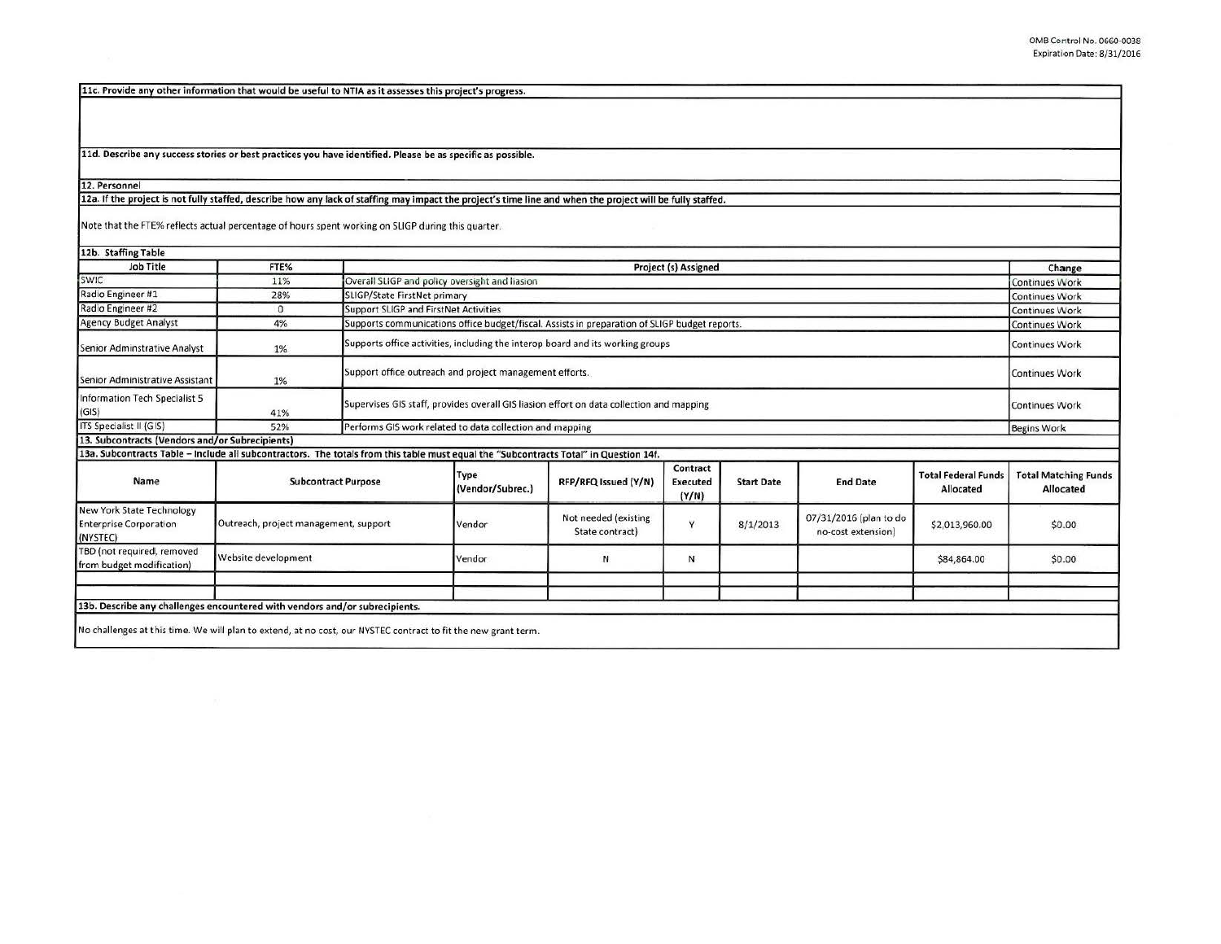**11c. Provide any other information that would be useful to NTIA as it assesses this project's progress.**

**11d. Describe any success stories or best practices you have identified. Please be as specific as possible.**

**12. Personnel**

**12a. If the project is not fully staffed, describe how any lack of staffing may impact the project's time line and when the project will be fully staffed.**

Note that the FTE% reflects actual percentage of hours spent working on SLIGP during this quarter.

**12b. Staffing Table**

| Job Title | FTE% | Project (s) Assigned | Change |
|---|---|---|---|
| SWIC | 11% | Overall SLIGP and policy oversight and liasion | Continues Work |
| Radio Engineer #1 | 28% | SLIGP/State FirstNet primary | Continues Work |
| Radio Engineer #2 | 0 | Support SLIGP and FirstNet Activities | Continues Work |
| Agency Budget Analyst | 4% | Supports communications office budget/fiscal. Assists in preparation of SLIGP budget reports. | Continues Work |
| Senior Adminstrative Analyst | 1% | Supports office activities, including the interop board and its working groups | Continues Work |
| Senior Administrative Assistant | 1% | Support office outreach and project management efforts. | Continues Work |
| Information Tech Specialist 5 (GIS) | 41% | Supervises GIS staff, provides overall GIS liasion effort on data collection and mapping | Continues Work |
| ITS Specialist II (GIS) | 52% | Performs GIS work related to data collection and mapping | Begins Work |

**13. Subcontracts (Vendors and/or Subrecipients)**

**13a. Subcontracts Table – Include all subcontractors. The totals from this table must equal the "Subcontracts Total" in Question 14f.**

| Name | Subcontract Purpose | Type (Vendor/Subrec.) | RFP/RFQ Issued (Y/N) | Contract Executed (Y/N) | Start Date | End Date | Total Federal Funds Allocated | Total Matching Funds Allocated |
|---|---|---|---|---|---|---|---|---|
| New York State Technology Enterprise Corporation (NYSTEC) | Outreach, project management, support | Vendor | Not needed (existing State contract) | Y | 8/1/2013 | 07/31/2016 (plan to do no-cost extension) | $2,013,960.00 | $0.00 |
| TBD (not required, removed from budget modification) | Website development | Vendor | N | N | | | $84,864.00 | $0.00 |
| | | | | | | | | |
| | | | | | | | | |

**13b. Describe any challenges encountered with vendors and/or subrecipients.**

No challenges at this time. We will plan to extend, at no cost, our NYSTEC contract to fit the new grant term.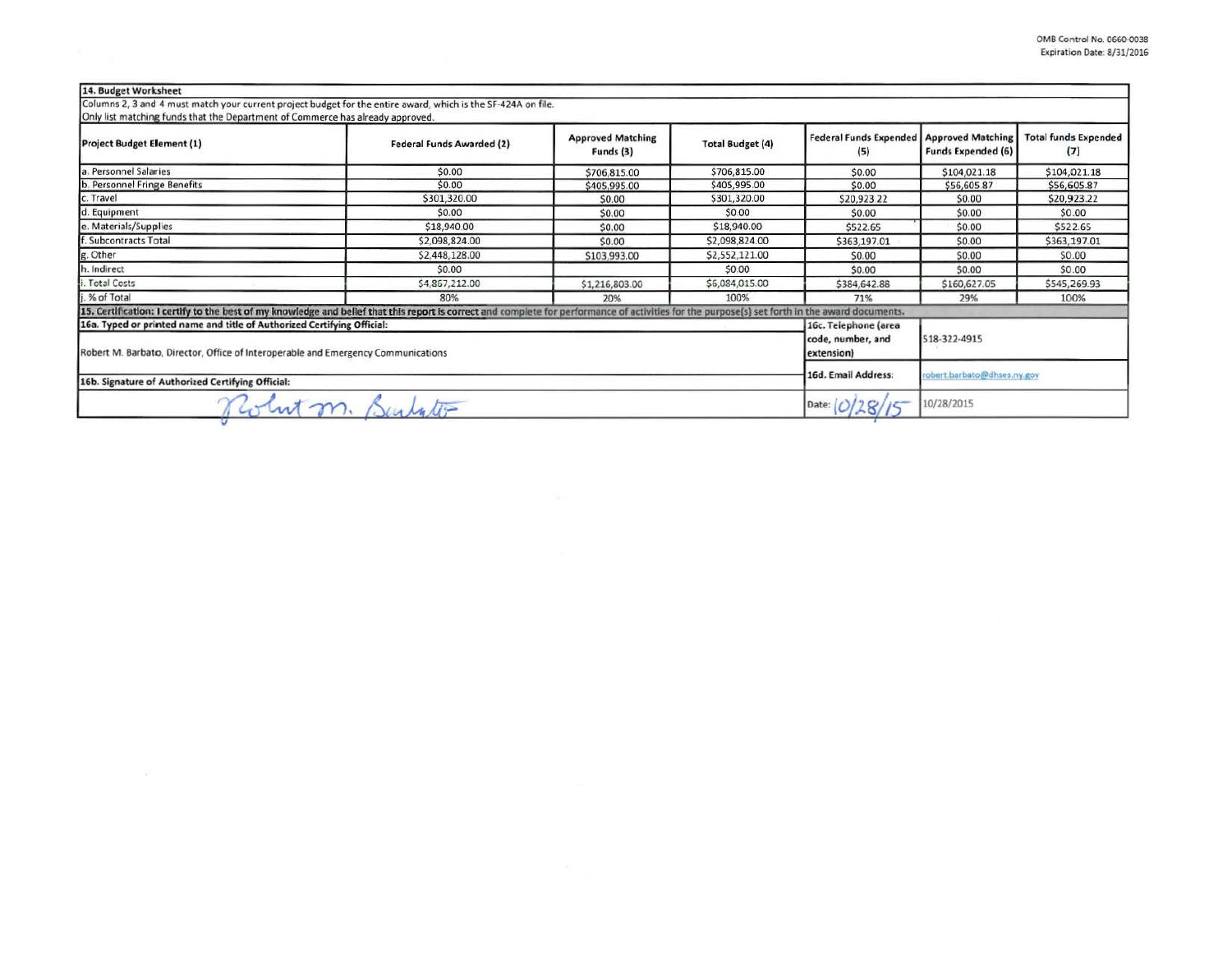## 14. Budget Worksheet

Columns 2, 3 and 4 must match your current project budget for the entire award, which is the SF-424A on file.
Only list matching funds that the Department of Commerce has already approved.

| Project Budget Element (1) | Federal Funds Awarded (2) | Approved Matching Funds (3) | Total Budget (4) | Federal Funds Expended (5) | Approved Matching Funds Expended (6) | Total funds Expended (7) |
|---|---|---|---|---|---|---|
| a. Personnel Salaries | $0.00 | $706,815.00 | $706,815.00 | $0.00 | $104,021.18 | $104,021.18 |
| b. Personnel Fringe Benefits | $0.00 | $405,995.00 | $405,995.00 | $0.00 | $56,605.87 | $56,605.87 |
| c. Travel | $301,320.00 | $0.00 | $301,320.00 | $20,923.22 | $0.00 | $20,923.22 |
| d. Equipment | $0.00 | $0.00 | $0.00 | $0.00 | $0.00 | $0.00 |
| e. Materials/Supplies | $18,940.00 | $0.00 | $18,940.00 | $522.65 | $0.00 | $522.65 |
| f. Subcontracts Total | $2,098,824.00 | $0.00 | $2,098,824.00 | $363,197.01 | $0.00 | $363,197.01 |
| g. Other | $2,448,128.00 | $103,993.00 | $2,552,121.00 | $0.00 | $0.00 | $0.00 |
| h. Indirect | $0.00 | | $0.00 | $0.00 | $0.00 | $0.00 |
| i. Total Costs | $4,867,212.00 | $1,216,803.00 | $6,084,015.00 | $384,642.88 | $160,627.05 | $545,269.93 |
| j. % of Total | 80% | 20% | 100% | 71% | 29% | 100% |

**15. Certification: I certify to the best of my knowledge and belief that this report is correct and complete for performance of activities for the purpose(s) set forth in the award documents.**

| | | |
|---|---|---|
| **16a. Typed or printed name and title of Authorized Certifying Official:** Robert M. Barbato, Director, Office of Interoperable and Emergency Communications | 16c. Telephone (area code, number, and extension) | 518-322-4915 |
| **16b. Signature of Authorized Certifying Official:** | 16d. Email Address: | robert.barbato@dhses.ny.gov |
| Robert M. Barbato | Date: 10/28/15 | 10/28/2015 |